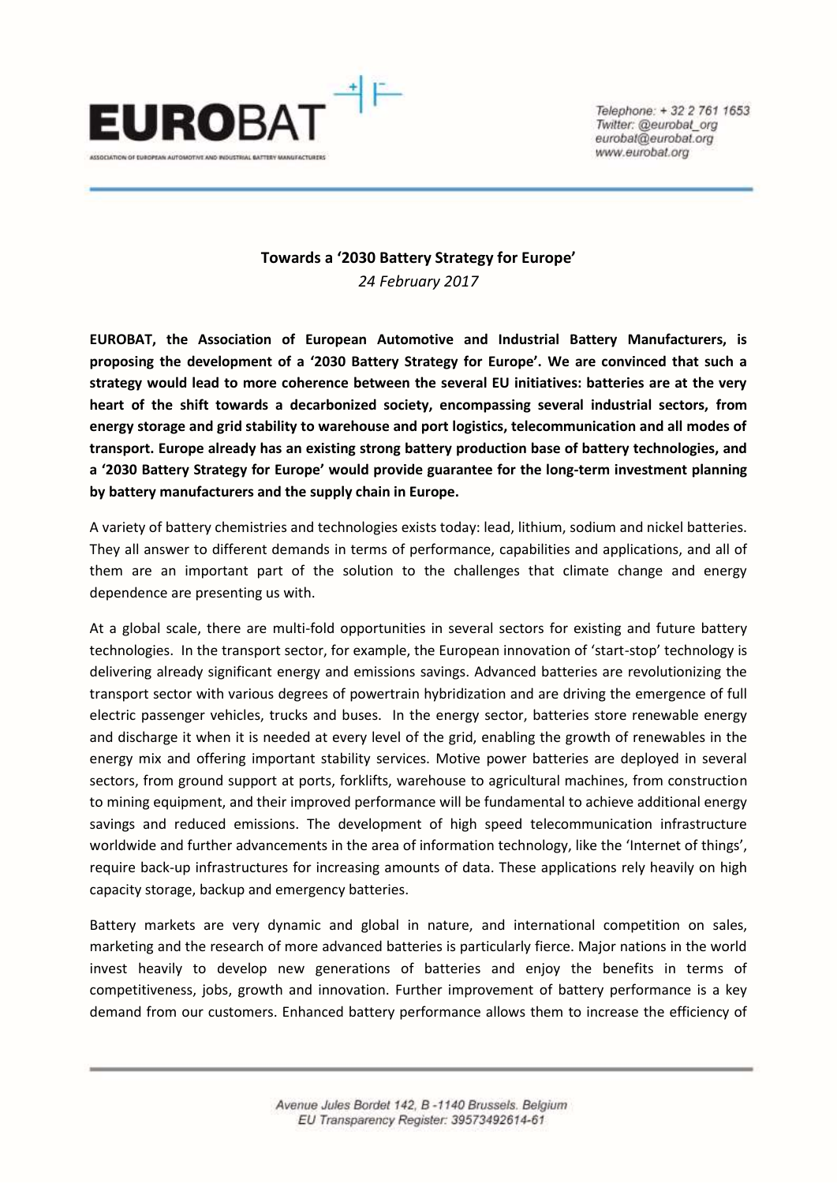EUROBAT

ASSOCIATION OF EUROPEAN AUTOMOTIVE AND INDUSTRIAL BATTERY MANUFACTURERS

Telephone: + 32 2 761 1653
Twitter: @eurobat_org
eurobat@eurobat.org
www.eurobat.org

# Towards a '2030 Battery Strategy for Europe'

*24 February 2017*

**EUROBAT, the Association of European Automotive and Industrial Battery Manufacturers, is proposing the development of a '2030 Battery Strategy for Europe'. We are convinced that such a strategy would lead to more coherence between the several EU initiatives: batteries are at the very heart of the shift towards a decarbonized society, encompassing several industrial sectors, from energy storage and grid stability to warehouse and port logistics, telecommunication and all modes of transport. Europe already has an existing strong battery production base of battery technologies, and a '2030 Battery Strategy for Europe' would provide guarantee for the long-term investment planning by battery manufacturers and the supply chain in Europe.**

A variety of battery chemistries and technologies exists today: lead, lithium, sodium and nickel batteries. They all answer to different demands in terms of performance, capabilities and applications, and all of them are an important part of the solution to the challenges that climate change and energy dependence are presenting us with.

At a global scale, there are multi-fold opportunities in several sectors for existing and future battery technologies. In the transport sector, for example, the European innovation of 'start-stop' technology is delivering already significant energy and emissions savings. Advanced batteries are revolutionizing the transport sector with various degrees of powertrain hybridization and are driving the emergence of full electric passenger vehicles, trucks and buses. In the energy sector, batteries store renewable energy and discharge it when it is needed at every level of the grid, enabling the growth of renewables in the energy mix and offering important stability services. Motive power batteries are deployed in several sectors, from ground support at ports, forklifts, warehouse to agricultural machines, from construction to mining equipment, and their improved performance will be fundamental to achieve additional energy savings and reduced emissions. The development of high speed telecommunication infrastructure worldwide and further advancements in the area of information technology, like the 'Internet of things', require back-up infrastructures for increasing amounts of data. These applications rely heavily on high capacity storage, backup and emergency batteries.

Battery markets are very dynamic and global in nature, and international competition on sales, marketing and the research of more advanced batteries is particularly fierce. Major nations in the world invest heavily to develop new generations of batteries and enjoy the benefits in terms of competitiveness, jobs, growth and innovation. Further improvement of battery performance is a key demand from our customers. Enhanced battery performance allows them to increase the efficiency of

Avenue Jules Bordet 142, B -1140 Brussels. Belgium
EU Transparency Register: 39573492614-61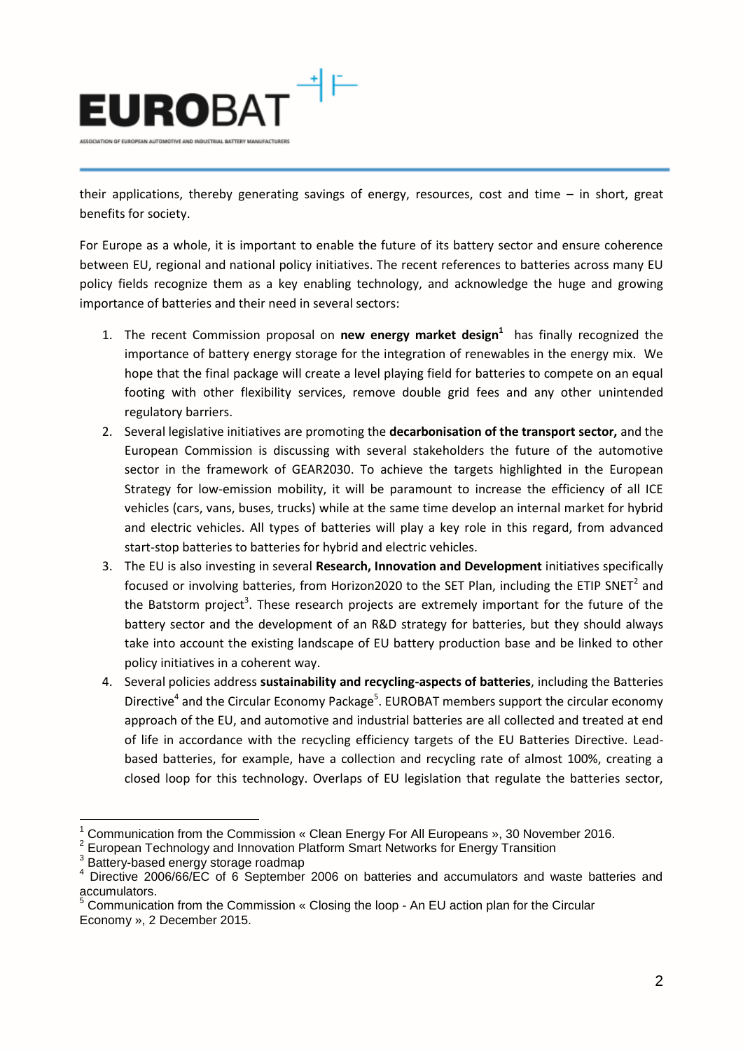their applications, thereby generating savings of energy, resources, cost and time – in short, great benefits for society.

For Europe as a whole, it is important to enable the future of its battery sector and ensure coherence between EU, regional and national policy initiatives. The recent references to batteries across many EU policy fields recognize them as a key enabling technology, and acknowledge the huge and growing importance of batteries and their need in several sectors:

1. The recent Commission proposal on **new energy market design**[1] has finally recognized the importance of battery energy storage for the integration of renewables in the energy mix. We hope that the final package will create a level playing field for batteries to compete on an equal footing with other flexibility services, remove double grid fees and any other unintended regulatory barriers.
2. Several legislative initiatives are promoting the **decarbonisation of the transport sector,** and the European Commission is discussing with several stakeholders the future of the automotive sector in the framework of GEAR2030. To achieve the targets highlighted in the European Strategy for low-emission mobility, it will be paramount to increase the efficiency of all ICE vehicles (cars, vans, buses, trucks) while at the same time develop an internal market for hybrid and electric vehicles. All types of batteries will play a key role in this regard, from advanced start-stop batteries to batteries for hybrid and electric vehicles.
3. The EU is also investing in several **Research, Innovation and Development** initiatives specifically focused or involving batteries, from Horizon2020 to the SET Plan, including the ETIP SNET[2] and the Batstorm project[3]. These research projects are extremely important for the future of the battery sector and the development of an R&D strategy for batteries, but they should always take into account the existing landscape of EU battery production base and be linked to other policy initiatives in a coherent way.
4. Several policies address **sustainability and recycling-aspects of batteries**, including the Batteries Directive[4] and the Circular Economy Package[5]. EUROBAT members support the circular economy approach of the EU, and automotive and industrial batteries are all collected and treated at end of life in accordance with the recycling efficiency targets of the EU Batteries Directive. Lead-based batteries, for example, have a collection and recycling rate of almost 100%, creating a closed loop for this technology. Overlaps of EU legislation that regulate the batteries sector,

---

[1] Communication from the Commission « Clean Energy For All Europeans », 30 November 2016.
[2] European Technology and Innovation Platform Smart Networks for Energy Transition
[3] Battery-based energy storage roadmap
[4] Directive 2006/66/EC of 6 September 2006 on batteries and accumulators and waste batteries and accumulators.
[5] Communication from the Commission « Closing the loop - An EU action plan for the Circular Economy », 2 December 2015.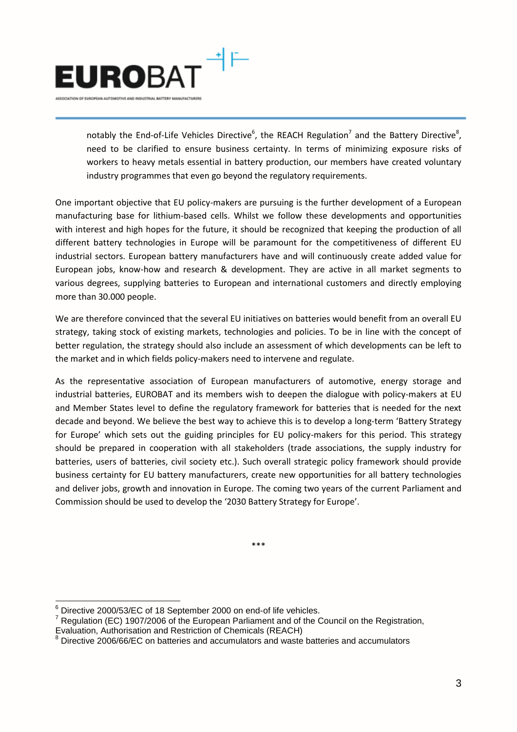notably the End-of-Life Vehicles Directive[6], the REACH Regulation[7] and the Battery Directive[8], need to be clarified to ensure business certainty. In terms of minimizing exposure risks of workers to heavy metals essential in battery production, our members have created voluntary industry programmes that even go beyond the regulatory requirements.

One important objective that EU policy-makers are pursuing is the further development of a European manufacturing base for lithium-based cells. Whilst we follow these developments and opportunities with interest and high hopes for the future, it should be recognized that keeping the production of all different battery technologies in Europe will be paramount for the competitiveness of different EU industrial sectors. European battery manufacturers have and will continuously create added value for European jobs, know-how and research & development. They are active in all market segments to various degrees, supplying batteries to European and international customers and directly employing more than 30.000 people.

We are therefore convinced that the several EU initiatives on batteries would benefit from an overall EU strategy, taking stock of existing markets, technologies and policies. To be in line with the concept of better regulation, the strategy should also include an assessment of which developments can be left to the market and in which fields policy-makers need to intervene and regulate.

As the representative association of European manufacturers of automotive, energy storage and industrial batteries, EUROBAT and its members wish to deepen the dialogue with policy-makers at EU and Member States level to define the regulatory framework for batteries that is needed for the next decade and beyond. We believe the best way to achieve this is to develop a long-term 'Battery Strategy for Europe' which sets out the guiding principles for EU policy-makers for this period. This strategy should be prepared in cooperation with all stakeholders (trade associations, the supply industry for batteries, users of batteries, civil society etc.). Such overall strategic policy framework should provide business certainty for EU battery manufacturers, create new opportunities for all battery technologies and deliver jobs, growth and innovation in Europe. The coming two years of the current Parliament and Commission should be used to develop the '2030 Battery Strategy for Europe'.

***

[6] Directive 2000/53/EC of 18 September 2000 on end-of life vehicles.

[7] Regulation (EC) 1907/2006 of the European Parliament and of the Council on the Registration, Evaluation, Authorisation and Restriction of Chemicals (REACH)

[8] Directive 2006/66/EC on batteries and accumulators and waste batteries and accumulators